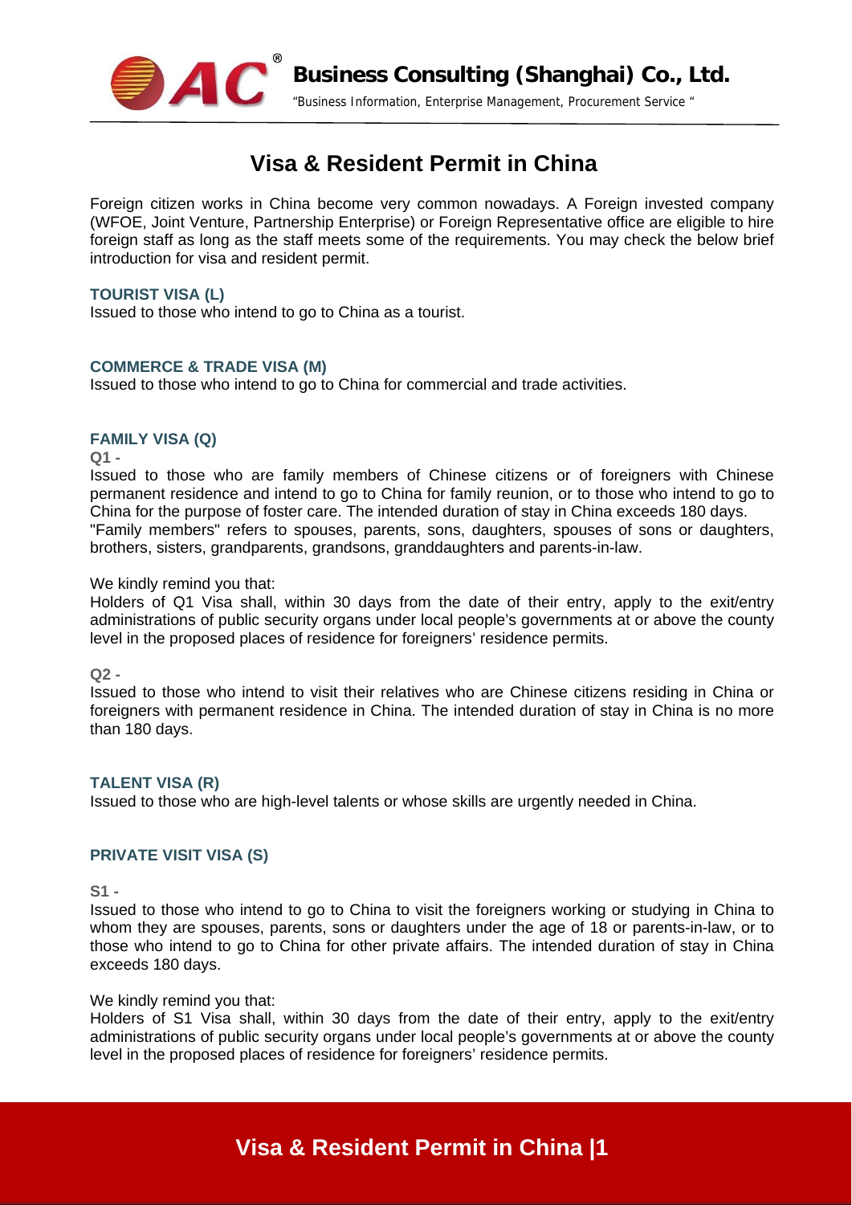# Visa & Resident Permit in China

Foreign citizen works in China become very common nowadays. A Foreign invested company (WFOE, Joint Venture, Partnership Enterprise) or Foreign Representative office are eligible to hire foreign staff as long as the staff meets some of the requirements. You may check the below brief introduction for visa and resident permit.

### TOURIST VISA (L)

Issued to those who intend to go to China as a tourist.

### COMMERCE & TRADE VISA (M)

Issued to those who intend to go to China for commercial and trade activities.

### FAMILY VISA (Q)

**Q1 -**

Issued to those who are family members of Chinese citizens or of foreigners with Chinese permanent residence and intend to go to China for family reunion, or to those who intend to go to China for the purpose of foster care. The intended duration of stay in China exceeds 180 days. "Family members" refers to spouses, parents, sons, daughters, spouses of sons or daughters, brothers, sisters, grandparents, grandsons, granddaughters and parents-in-law.

We kindly remind you that:

Holders of Q1 Visa shall, within 30 days from the date of their entry, apply to the exit/entry administrations of public security organs under local people's governments at or above the county level in the proposed places of residence for foreigners' residence permits.

**Q2 -**

Issued to those who intend to visit their relatives who are Chinese citizens residing in China or foreigners with permanent residence in China. The intended duration of stay in China is no more than 180 days.

### TALENT VISA (R)

Issued to those who are high-level talents or whose skills are urgently needed in China.

### PRIVATE VISIT VISA (S)

**S1 -**

Issued to those who intend to go to China to visit the foreigners working or studying in China to whom they are spouses, parents, sons or daughters under the age of 18 or parents-in-law, or to those who intend to go to China for other private affairs. The intended duration of stay in China exceeds 180 days.

We kindly remind you that:

Holders of S1 Visa shall, within 30 days from the date of their entry, apply to the exit/entry administrations of public security organs under local people's governments at or above the county level in the proposed places of residence for foreigners' residence permits.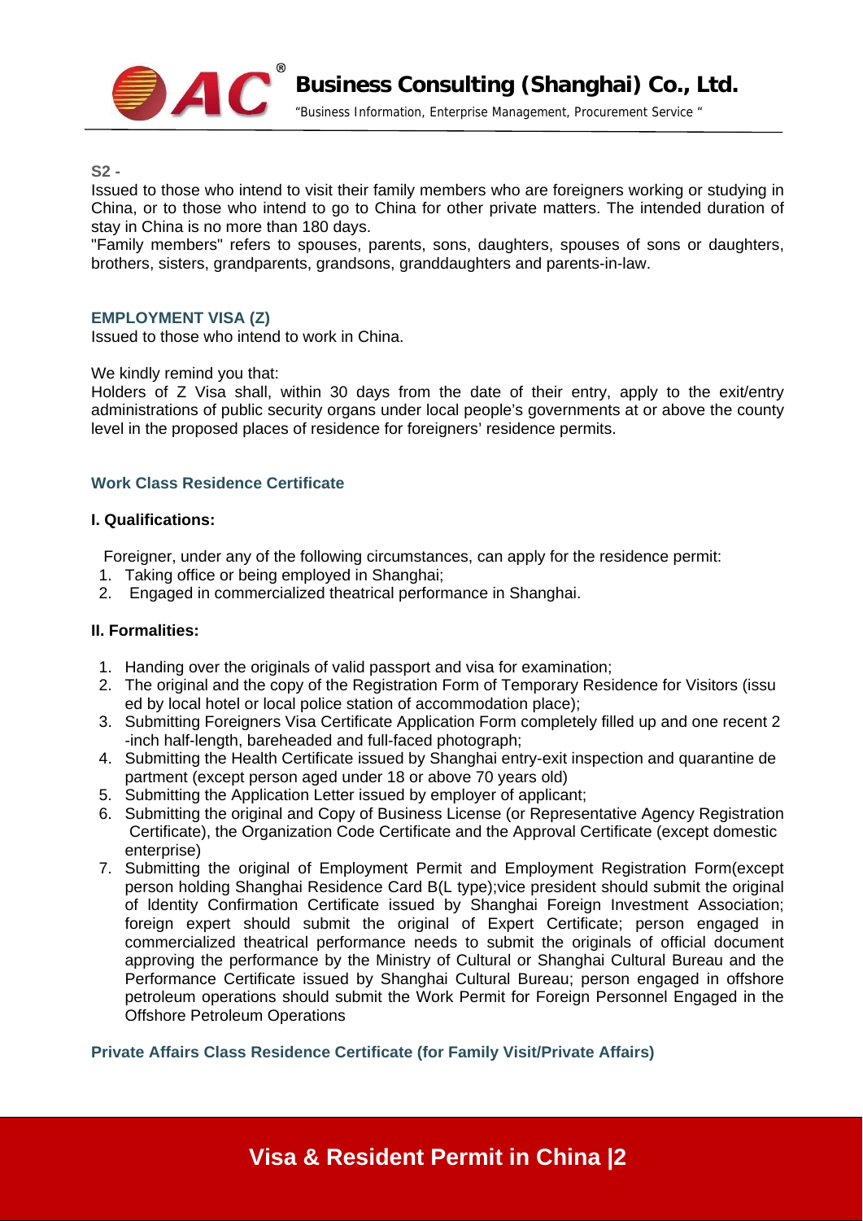**S2 -**

Issued to those who intend to visit their family members who are foreigners working or studying in China, or to those who intend to go to China for other private matters. The intended duration of stay in China is no more than 180 days.

"Family members" refers to spouses, parents, sons, daughters, spouses of sons or daughters, brothers, sisters, grandparents, grandsons, granddaughters and parents-in-law.

### EMPLOYMENT VISA (Z)

Issued to those who intend to work in China.

We kindly remind you that:

Holders of Z Visa shall, within 30 days from the date of their entry, apply to the exit/entry administrations of public security organs under local people's governments at or above the county level in the proposed places of residence for foreigners' residence permits.

### Work Class Residence Certificate

**I. Qualifications:**

Foreigner, under any of the following circumstances, can apply for the residence permit:

1. Taking office or being employed in Shanghai;
2. Engaged in commercialized theatrical performance in Shanghai.

**II. Formalities:**

1. Handing over the originals of valid passport and visa for examination;
2. The original and the copy of the Registration Form of Temporary Residence for Visitors (issued by local hotel or local police station of accommodation place);
3. Submitting Foreigners Visa Certificate Application Form completely filled up and one recent 2-inch half-length, bareheaded and full-faced photograph;
4. Submitting the Health Certificate issued by Shanghai entry-exit inspection and quarantine department (except person aged under 18 or above 70 years old)
5. Submitting the Application Letter issued by employer of applicant;
6. Submitting the original and Copy of Business License (or Representative Agency Registration Certificate), the Organization Code Certificate and the Approval Certificate (except domestic enterprise)
7. Submitting the original of Employment Permit and Employment Registration Form(except person holding Shanghai Residence Card B(L type);vice president should submit the original of Identity Confirmation Certificate issued by Shanghai Foreign Investment Association; foreign expert should submit the original of Expert Certificate; person engaged in commercialized theatrical performance needs to submit the originals of official document approving the performance by the Ministry of Cultural or Shanghai Cultural Bureau and the Performance Certificate issued by Shanghai Cultural Bureau; person engaged in offshore petroleum operations should submit the Work Permit for Foreign Personnel Engaged in the Offshore Petroleum Operations

### Private Affairs Class Residence Certificate (for Family Visit/Private Affairs)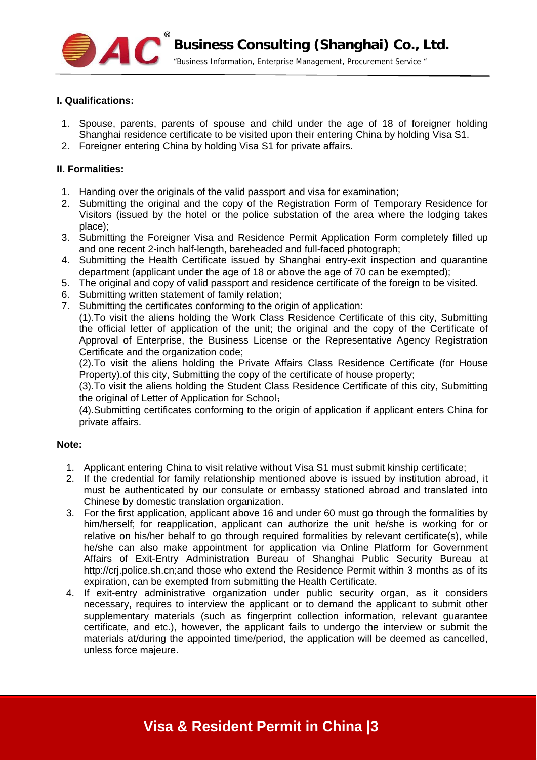**I. Qualifications:**

1. Spouse, parents, parents of spouse and child under the age of 18 of foreigner holding Shanghai residence certificate to be visited upon their entering China by holding Visa S1.
2. Foreigner entering China by holding Visa S1 for private affairs.

**II. Formalities:**

1. Handing over the originals of the valid passport and visa for examination;
2. Submitting the original and the copy of the Registration Form of Temporary Residence for Visitors (issued by the hotel or the police substation of the area where the lodging takes place);
3. Submitting the Foreigner Visa and Residence Permit Application Form completely filled up and one recent 2-inch half-length, bareheaded and full-faced photograph;
4. Submitting the Health Certificate issued by Shanghai entry-exit inspection and quarantine department (applicant under the age of 18 or above the age of 70 can be exempted);
5. The original and copy of valid passport and residence certificate of the foreign to be visited.
6. Submitting written statement of family relation;
7. Submitting the certificates conforming to the origin of application:
   (1).To visit the aliens holding the Work Class Residence Certificate of this city, Submitting the official letter of application of the unit; the original and the copy of the Certificate of Approval of Enterprise, the Business License or the Representative Agency Registration Certificate and the organization code;
   (2).To visit the aliens holding the Private Affairs Class Residence Certificate (for House Property).of this city, Submitting the copy of the certificate of house property;
   (3).To visit the aliens holding the Student Class Residence Certificate of this city, Submitting the original of Letter of Application for School；
   (4).Submitting certificates conforming to the origin of application if applicant enters China for private affairs.

**Note:**

1. Applicant entering China to visit relative without Visa S1 must submit kinship certificate;
2. If the credential for family relationship mentioned above is issued by institution abroad, it must be authenticated by our consulate or embassy stationed abroad and translated into Chinese by domestic translation organization.
3. For the first application, applicant above 16 and under 60 must go through the formalities by him/herself; for reapplication, applicant can authorize the unit he/she is working for or relative on his/her behalf to go through required formalities by relevant certificate(s), while he/she can also make appointment for application via Online Platform for Government Affairs of Exit-Entry Administration Bureau of Shanghai Public Security Bureau at http://crj.police.sh.cn;and those who extend the Residence Permit within 3 months as of its expiration, can be exempted from submitting the Health Certificate.
4. If exit-entry administrative organization under public security organ, as it considers necessary, requires to interview the applicant or to demand the applicant to submit other supplementary materials (such as fingerprint collection information, relevant guarantee certificate, and etc.), however, the applicant fails to undergo the interview or submit the materials at/during the appointed time/period, the application will be deemed as cancelled, unless force majeure.